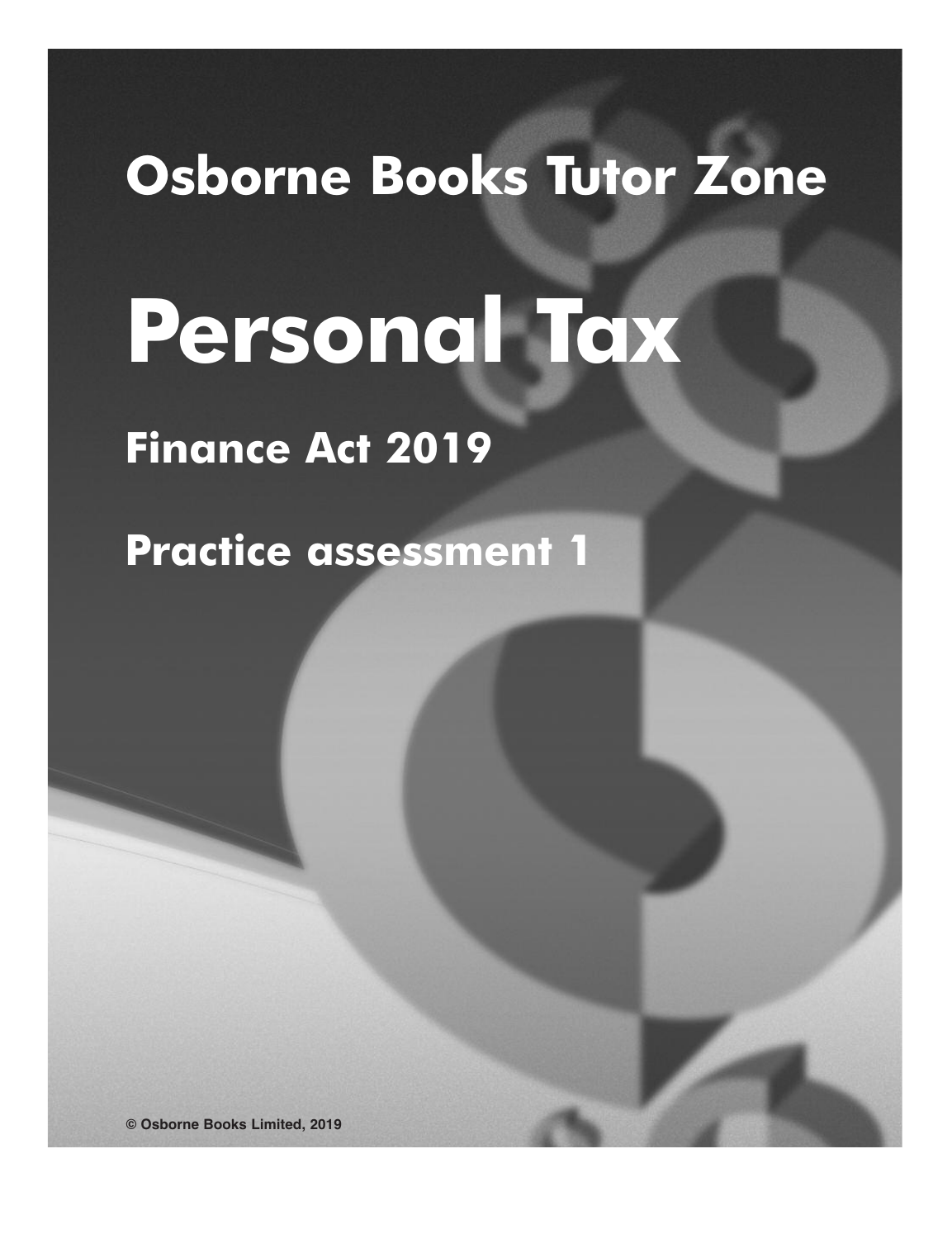# Osborne Books Tutor Zone

# Personal Tax

## Finance Act 2019

## Practice assessment 1

© Osborne Books Limited, 2019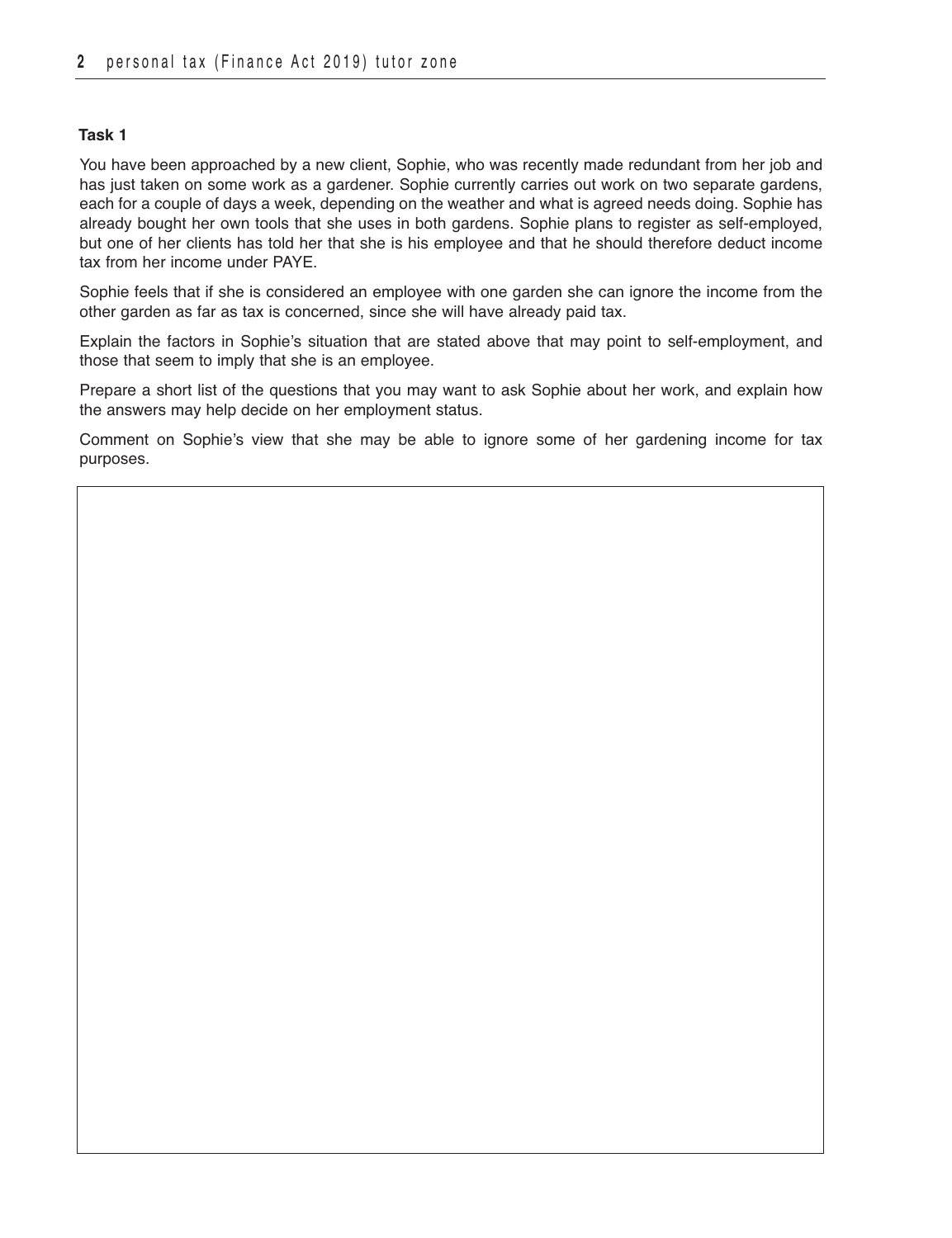**Task 1**

You have been approached by a new client, Sophie, who was recently made redundant from her job and has just taken on some work as a gardener. Sophie currently carries out work on two separate gardens, each for a couple of days a week, depending on the weather and what is agreed needs doing. Sophie has already bought her own tools that she uses in both gardens. Sophie plans to register as self-employed, but one of her clients has told her that she is his employee and that he should therefore deduct income tax from her income under PAYE.

Sophie feels that if she is considered an employee with one garden she can ignore the income from the other garden as far as tax is concerned, since she will have already paid tax.

Explain the factors in Sophie's situation that are stated above that may point to self-employment, and those that seem to imply that she is an employee.

Prepare a short list of the questions that you may want to ask Sophie about her work, and explain how the answers may help decide on her employment status.

Comment on Sophie's view that she may be able to ignore some of her gardening income for tax purposes.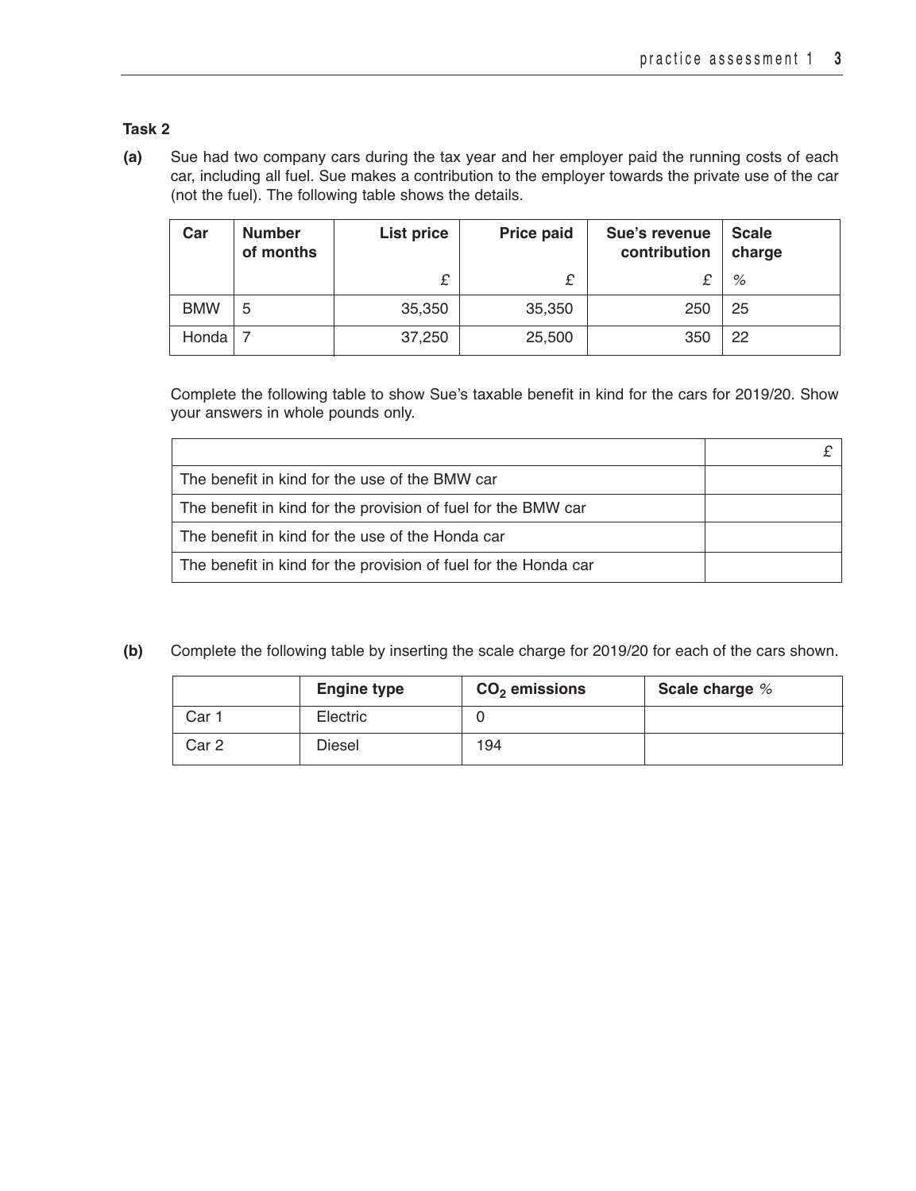### Task 2

**(a)** Sue had two company cars during the tax year and her employer paid the running costs of each car, including all fuel. Sue makes a contribution to the employer towards the private use of the car (not the fuel). The following table shows the details.

| Car | Number of months | List price | Price paid | Sue's revenue contribution | Scale charge |
|---|---|---|---|---|---|
| | | £ | £ | £ | % |
| BMW | 5 | 35,350 | 35,350 | 250 | 25 |
| Honda | 7 | 37,250 | 25,500 | 350 | 22 |

Complete the following table to show Sue's taxable benefit in kind for the cars for 2019/20. Show your answers in whole pounds only.

| | £ |
|---|---|
| The benefit in kind for the use of the BMW car | |
| The benefit in kind for the provision of fuel for the BMW car | |
| The benefit in kind for the use of the Honda car | |
| The benefit in kind for the provision of fuel for the Honda car | |

**(b)** Complete the following table by inserting the scale charge for 2019/20 for each of the cars shown.

| | Engine type | $CO_2$ emissions | Scale charge % |
|---|---|---|---|
| Car 1 | Electric | 0 | |
| Car 2 | Diesel | 194 | |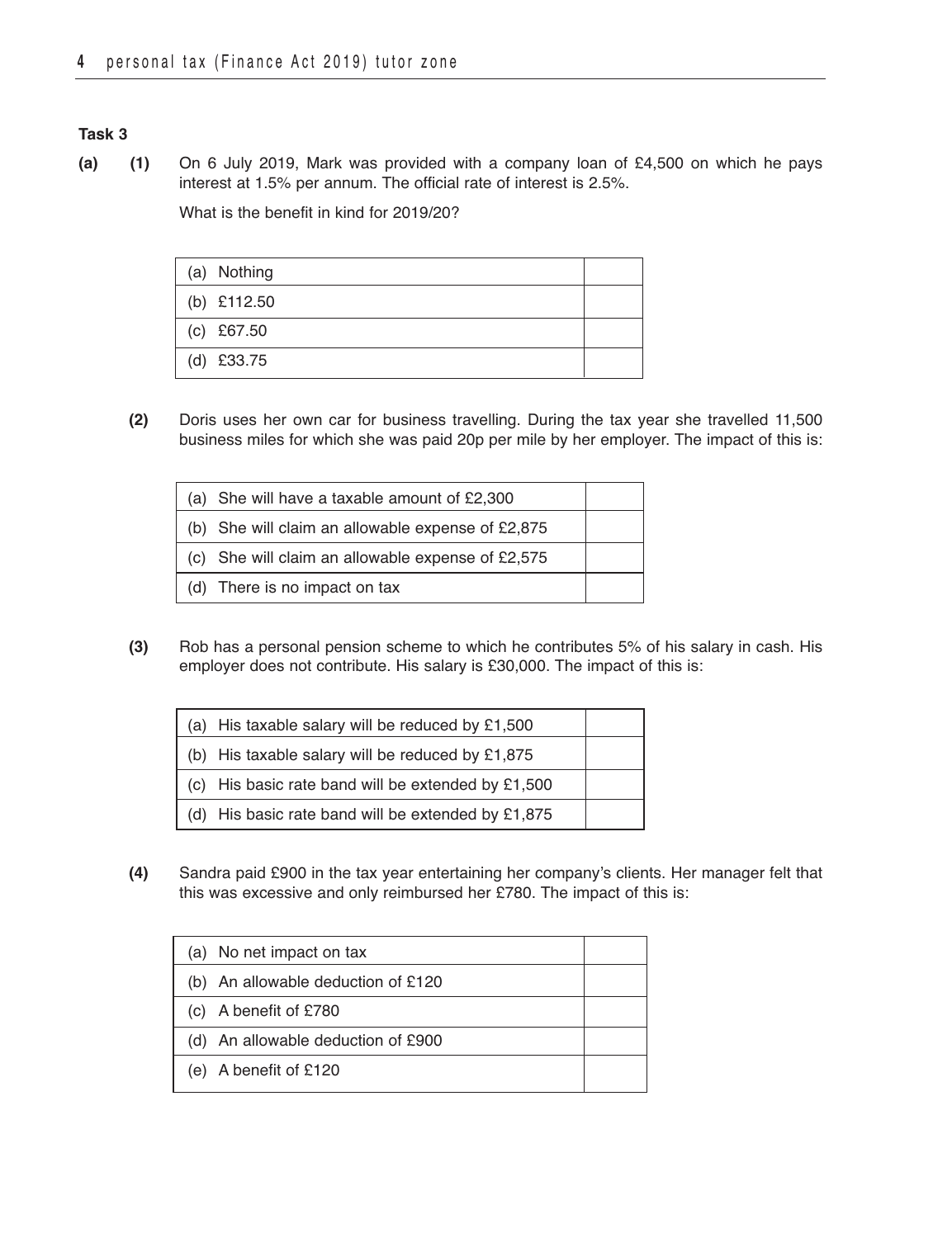**Task 3**

**(a) (1)** On 6 July 2019, Mark was provided with a company loan of £4,500 on which he pays interest at 1.5% per annum. The official rate of interest is 2.5%.

What is the benefit in kind for 2019/20?

| | |
|---|---|
| (a) Nothing | |
| (b) £112.50 | |
| (c) £67.50 | |
| (d) £33.75 | |

**(2)** Doris uses her own car for business travelling. During the tax year she travelled 11,500 business miles for which she was paid 20p per mile by her employer. The impact of this is:

| | |
|---|---|
| (a) She will have a taxable amount of £2,300 | |
| (b) She will claim an allowable expense of £2,875 | |
| (c) She will claim an allowable expense of £2,575 | |
| (d) There is no impact on tax | |

**(3)** Rob has a personal pension scheme to which he contributes 5% of his salary in cash. His employer does not contribute. His salary is £30,000. The impact of this is:

| | |
|---|---|
| (a) His taxable salary will be reduced by £1,500 | |
| (b) His taxable salary will be reduced by £1,875 | |
| (c) His basic rate band will be extended by £1,500 | |
| (d) His basic rate band will be extended by £1,875 | |

**(4)** Sandra paid £900 in the tax year entertaining her company's clients. Her manager felt that this was excessive and only reimbursed her £780. The impact of this is:

| | |
|---|---|
| (a) No net impact on tax | |
| (b) An allowable deduction of £120 | |
| (c) A benefit of £780 | |
| (d) An allowable deduction of £900 | |
| (e) A benefit of £120 | |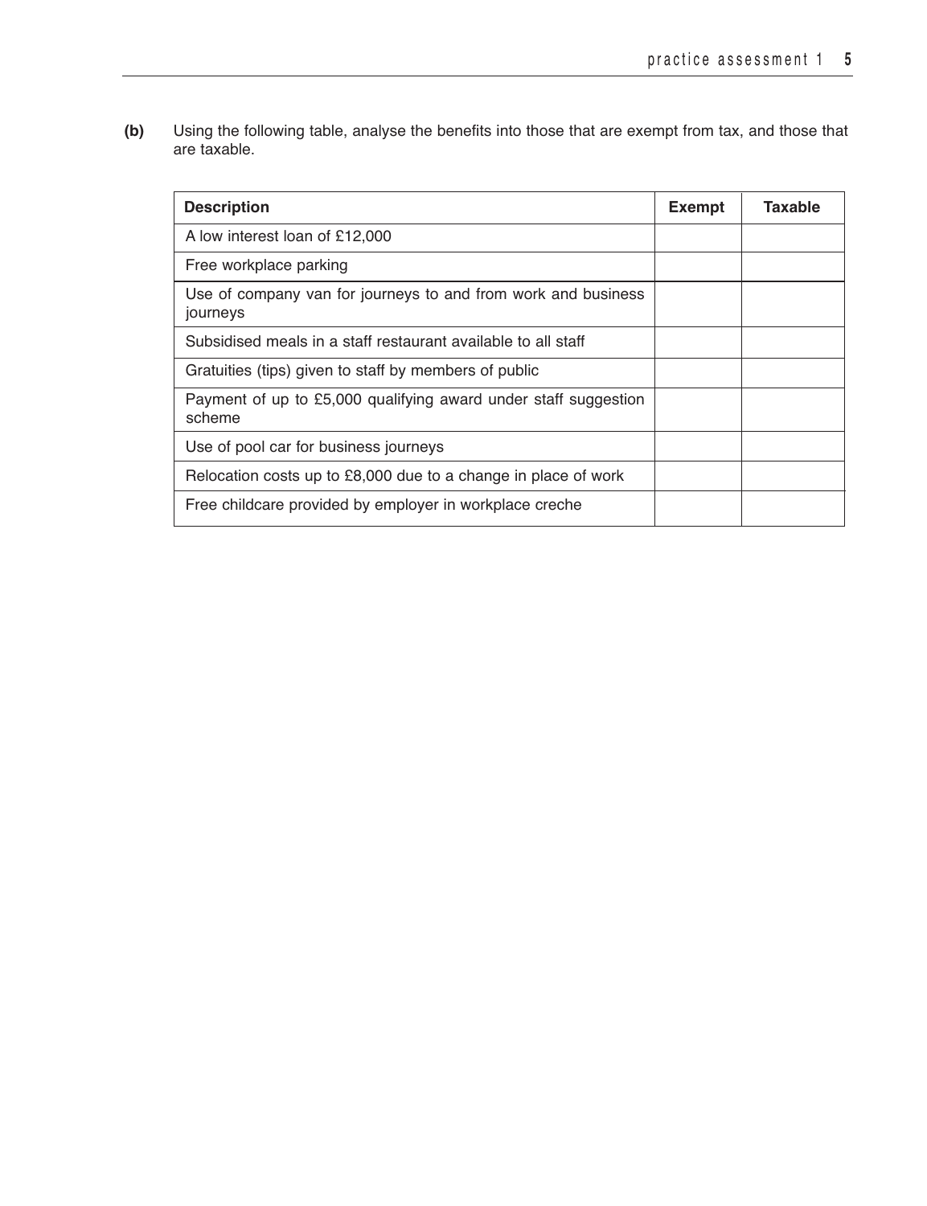**(b)** Using the following table, analyse the benefits into those that are exempt from tax, and those that are taxable.

| Description | Exempt | Taxable |
|---|---|---|
| A low interest loan of £12,000 | | |
| Free workplace parking | | |
| Use of company van for journeys to and from work and business journeys | | |
| Subsidised meals in a staff restaurant available to all staff | | |
| Gratuities (tips) given to staff by members of public | | |
| Payment of up to £5,000 qualifying award under staff suggestion scheme | | |
| Use of pool car for business journeys | | |
| Relocation costs up to £8,000 due to a change in place of work | | |
| Free childcare provided by employer in workplace creche | | |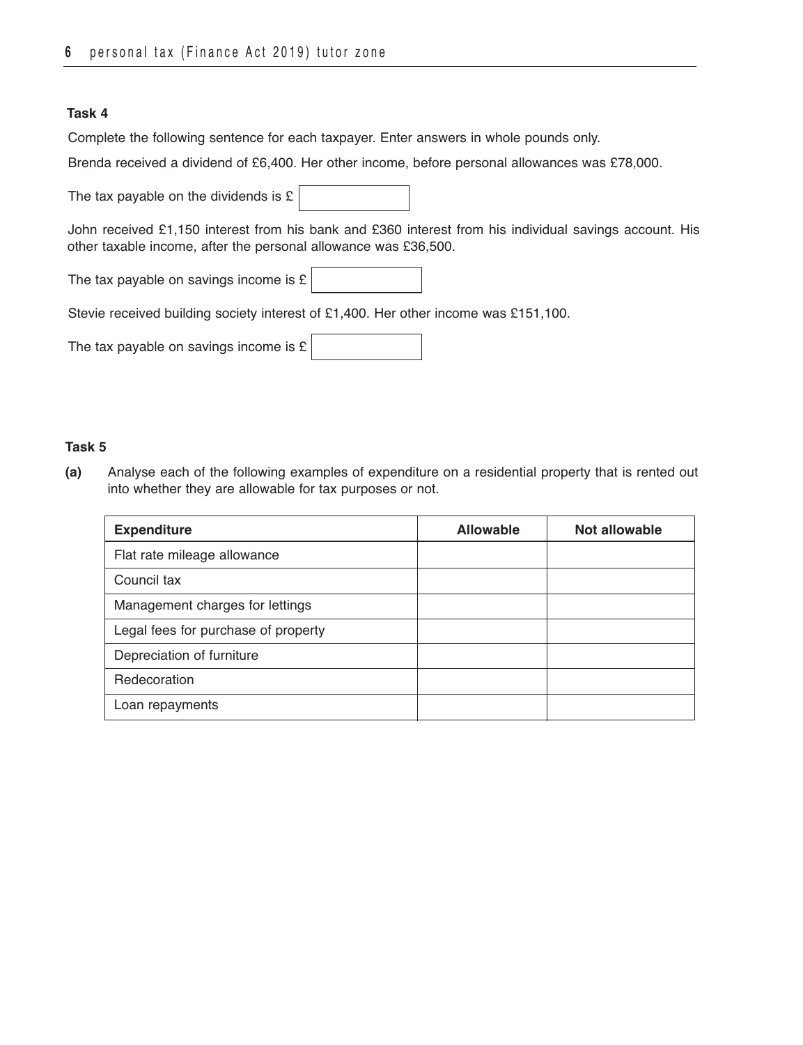### Task 4

Complete the following sentence for each taxpayer. Enter answers in whole pounds only.

Brenda received a dividend of £6,400. Her other income, before personal allowances was £78,000.

The tax payable on the dividends is £ [ ]

John received £1,150 interest from his bank and £360 interest from his individual savings account. His other taxable income, after the personal allowance was £36,500.

The tax payable on savings income is £ [ ]

Stevie received building society interest of £1,400. Her other income was £151,100.

The tax payable on savings income is £ [ ]

### Task 5

**(a)** Analyse each of the following examples of expenditure on a residential property that is rented out into whether they are allowable for tax purposes or not.

| Expenditure | Allowable | Not allowable |
|---|---|---|
| Flat rate mileage allowance | | |
| Council tax | | |
| Management charges for lettings | | |
| Legal fees for purchase of property | | |
| Depreciation of furniture | | |
| Redecoration | | |
| Loan repayments | | |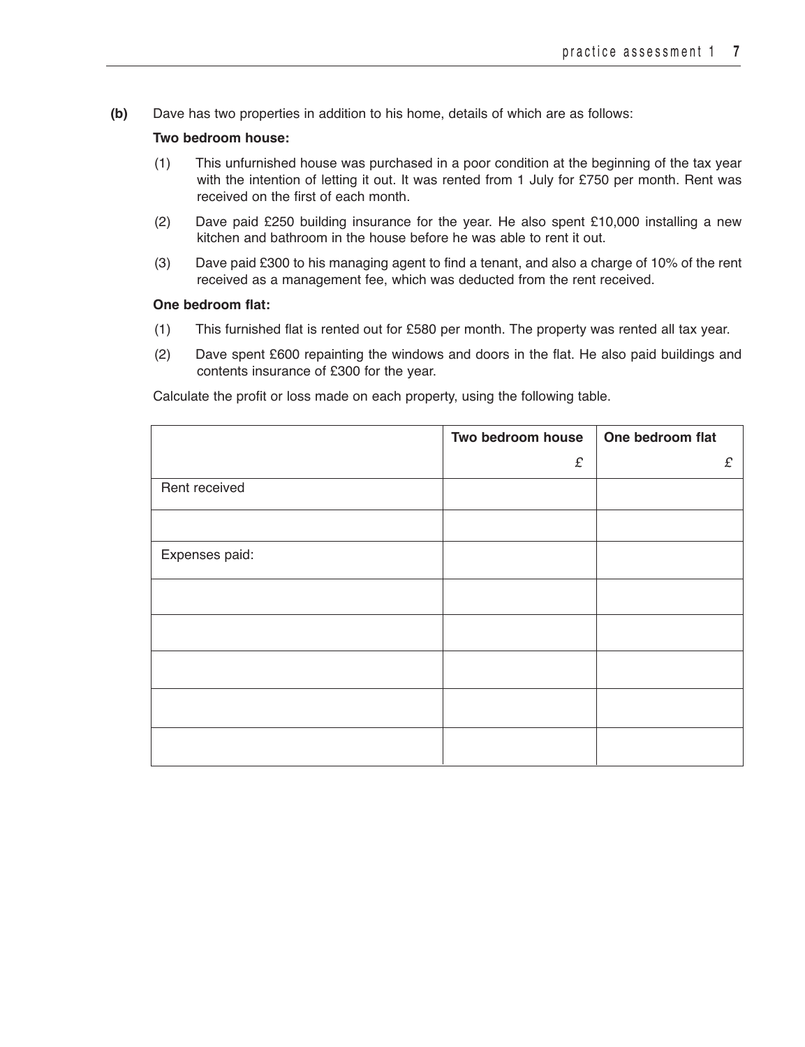**(b)** Dave has two properties in addition to his home, details of which are as follows:

**Two bedroom house:**

(1) This unfurnished house was purchased in a poor condition at the beginning of the tax year with the intention of letting it out. It was rented from 1 July for £750 per month. Rent was received on the first of each month.

(2) Dave paid £250 building insurance for the year. He also spent £10,000 installing a new kitchen and bathroom in the house before he was able to rent it out.

(3) Dave paid £300 to his managing agent to find a tenant, and also a charge of 10% of the rent received as a management fee, which was deducted from the rent received.

**One bedroom flat:**

(1) This furnished flat is rented out for £580 per month. The property was rented all tax year.

(2) Dave spent £600 repainting the windows and doors in the flat. He also paid buildings and contents insurance of £300 for the year.

Calculate the profit or loss made on each property, using the following table.

| | Two bedroom house | One bedroom flat |
|---|---|---|
| | £ | £ |
| Rent received | | |
| | | |
| Expenses paid: | | |
| | | |
| | | |
| | | |
| | | |
| | | |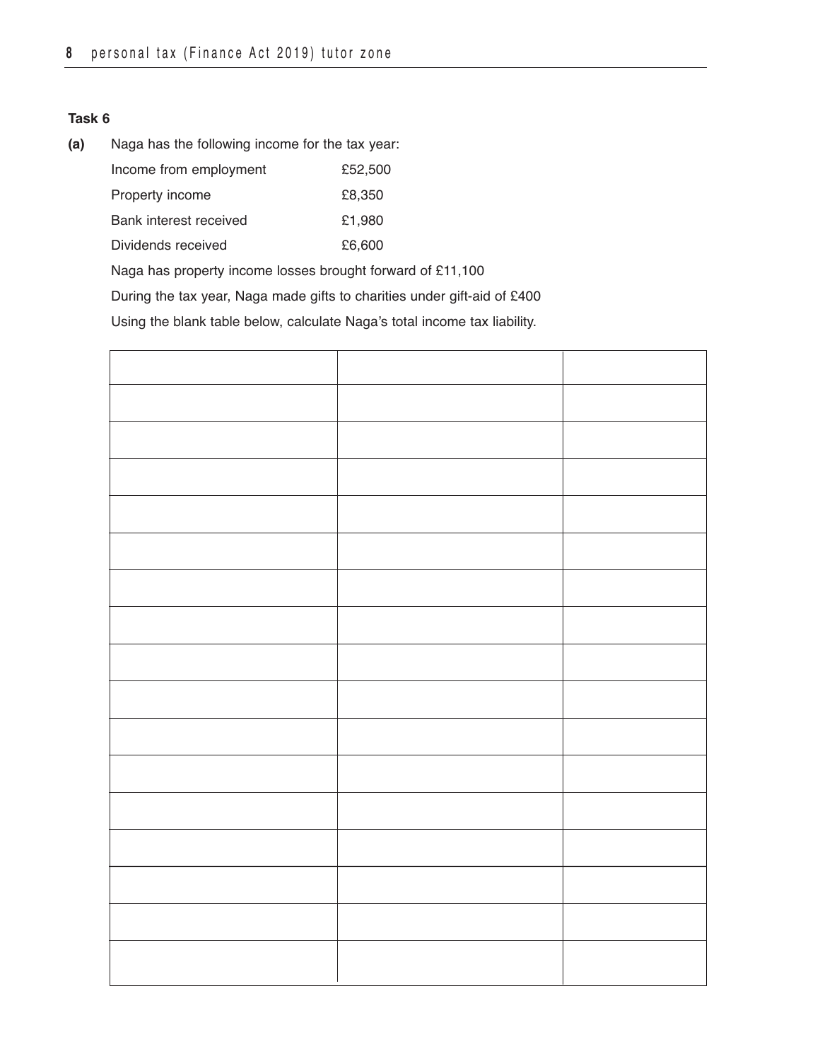**Task 6**

**(a)** Naga has the following income for the tax year:

| | |
|---|---|
| Income from employment | £52,500 |
| Property income | £8,350 |
| Bank interest received | £1,980 |
| Dividends received | £6,600 |

Naga has property income losses brought forward of £11,100

During the tax year, Naga made gifts to charities under gift-aid of £400

Using the blank table below, calculate Naga's total income tax liability.

| | | |
|---|---|---|
| | | |
| | | |
| | | |
| | | |
| | | |
| | | |
| | | |
| | | |
| | | |
| | | |
| | | |
| | | |
| | | |
| | | |
| | | |
| | | |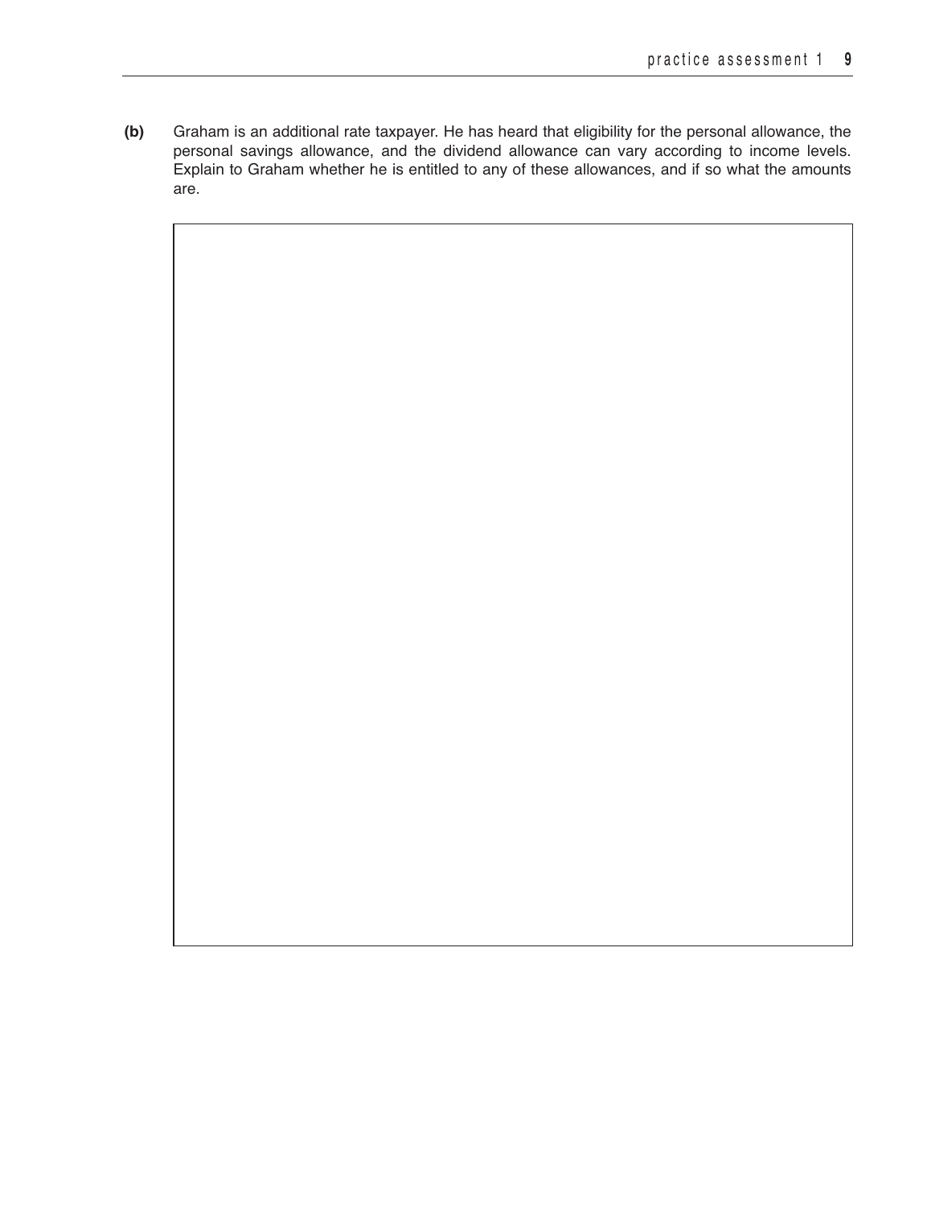**(b)** Graham is an additional rate taxpayer. He has heard that eligibility for the personal allowance, the personal savings allowance, and the dividend allowance can vary according to income levels. Explain to Graham whether he is entitled to any of these allowances, and if so what the amounts are.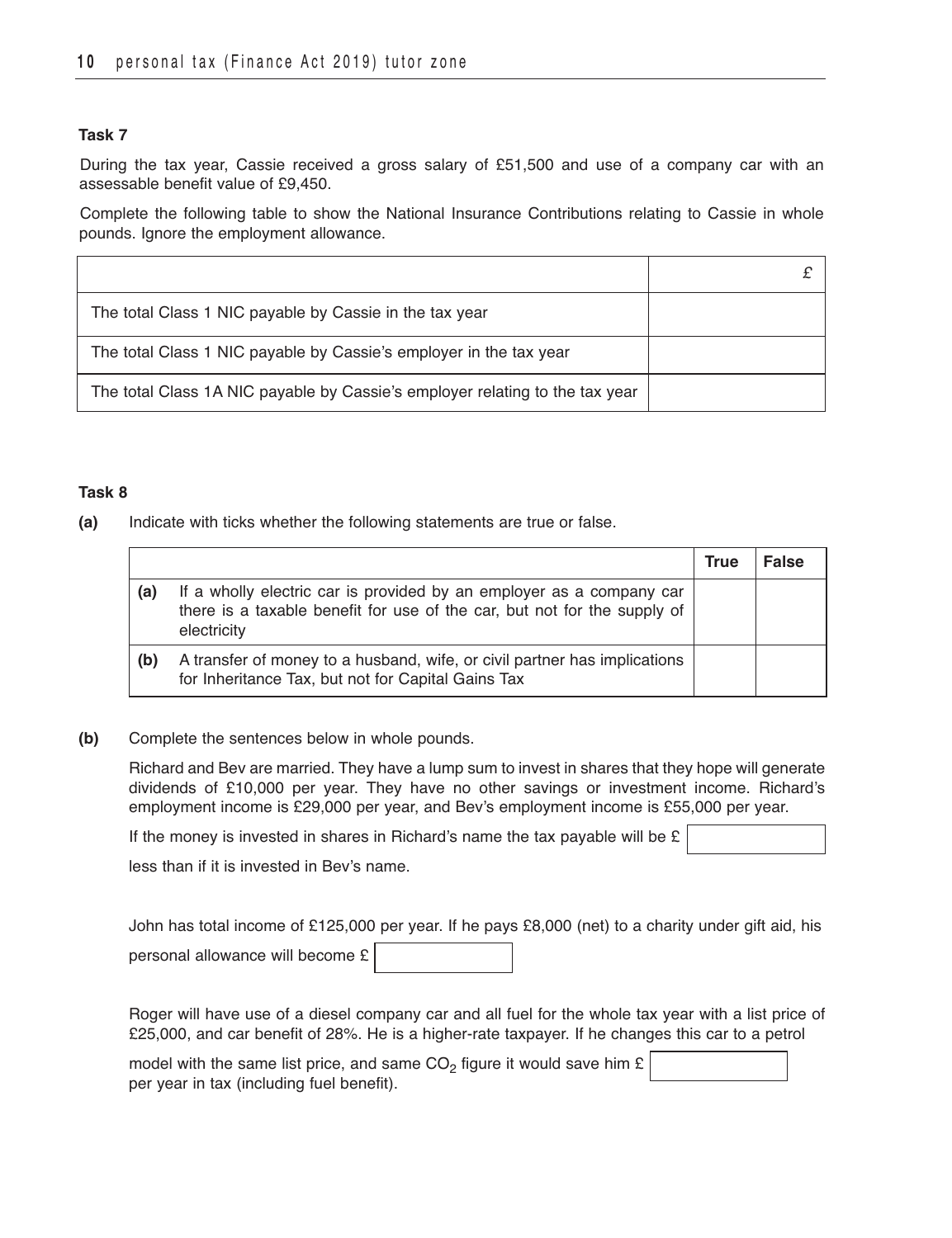**Task 7**

During the tax year, Cassie received a gross salary of £51,500 and use of a company car with an assessable benefit value of £9,450.

Complete the following table to show the National Insurance Contributions relating to Cassie in whole pounds. Ignore the employment allowance.

| | £ |
|---|---|
| The total Class 1 NIC payable by Cassie in the tax year | |
| The total Class 1 NIC payable by Cassie's employer in the tax year | |
| The total Class 1A NIC payable by Cassie's employer relating to the tax year | |

**Task 8**

**(a)** Indicate with ticks whether the following statements are true or false.

| | | True | False |
|---|---|---|---|
| **(a)** | If a wholly electric car is provided by an employer as a company car there is a taxable benefit for use of the car, but not for the supply of electricity | | |
| **(b)** | A transfer of money to a husband, wife, or civil partner has implications for Inheritance Tax, but not for Capital Gains Tax | | |

**(b)** Complete the sentences below in whole pounds.

Richard and Bev are married. They have a lump sum to invest in shares that they hope will generate dividends of £10,000 per year. They have no other savings or investment income. Richard's employment income is £29,000 per year, and Bev's employment income is £55,000 per year.

If the money is invested in shares in Richard's name the tax payable will be £ ________ less than if it is invested in Bev's name.

John has total income of £125,000 per year. If he pays £8,000 (net) to a charity under gift aid, his personal allowance will become £ ________

Roger will have use of a diesel company car and all fuel for the whole tax year with a list price of £25,000, and car benefit of 28%. He is a higher-rate taxpayer. If he changes this car to a petrol model with the same list price, and same $CO_2$ figure it would save him £ ________ per year in tax (including fuel benefit).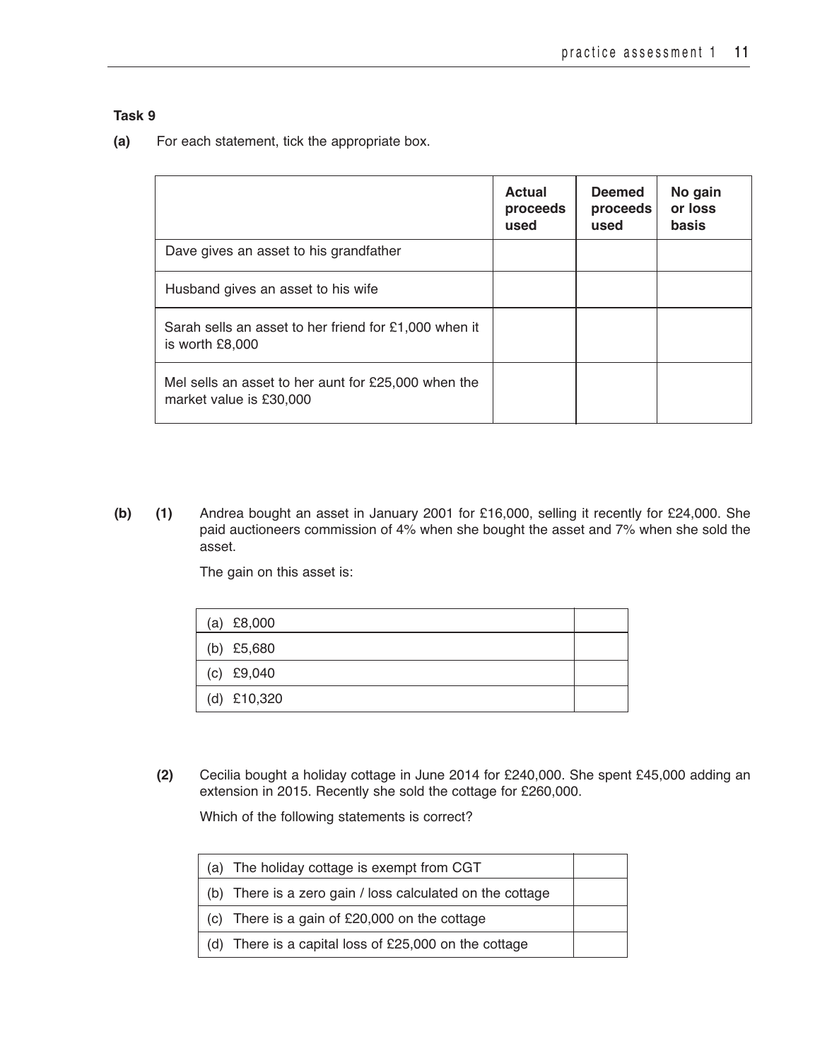**Task 9**

**(a)** For each statement, tick the appropriate box.

| | Actual proceeds used | Deemed proceeds used | No gain or loss basis |
|---|---|---|---|
| Dave gives an asset to his grandfather | | | |
| Husband gives an asset to his wife | | | |
| Sarah sells an asset to her friend for £1,000 when it is worth £8,000 | | | |
| Mel sells an asset to her aunt for £25,000 when the market value is £30,000 | | | |

**(b) (1)** Andrea bought an asset in January 2001 for £16,000, selling it recently for £24,000. She paid auctioneers commission of 4% when she bought the asset and 7% when she sold the asset.

The gain on this asset is:

| | |
|---|---|
| (a) £8,000 | |
| (b) £5,680 | |
| (c) £9,040 | |
| (d) £10,320 | |

**(2)** Cecilia bought a holiday cottage in June 2014 for £240,000. She spent £45,000 adding an extension in 2015. Recently she sold the cottage for £260,000.

Which of the following statements is correct?

| | |
|---|---|
| (a) The holiday cottage is exempt from CGT | |
| (b) There is a zero gain / loss calculated on the cottage | |
| (c) There is a gain of £20,000 on the cottage | |
| (d) There is a capital loss of £25,000 on the cottage | |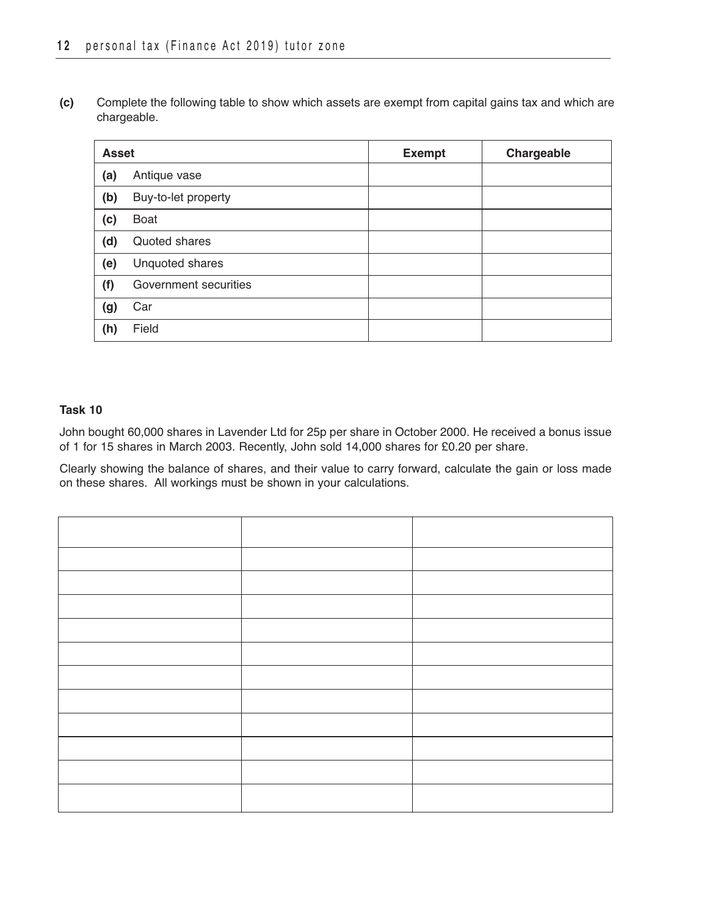**(c)** Complete the following table to show which assets are exempt from capital gains tax and which are chargeable.

| Asset | Exempt | Chargeable |
|---|---|---|
| **(a)** Antique vase | | |
| **(b)** Buy-to-let property | | |
| **(c)** Boat | | |
| **(d)** Quoted shares | | |
| **(e)** Unquoted shares | | |
| **(f)** Government securities | | |
| **(g)** Car | | |
| **(h)** Field | | |

### Task 10

John bought 60,000 shares in Lavender Ltd for 25p per share in October 2000. He received a bonus issue of 1 for 15 shares in March 2003. Recently, John sold 14,000 shares for £0.20 per share.

Clearly showing the balance of shares, and their value to carry forward, calculate the gain or loss made on these shares. All workings must be shown in your calculations.

| | | |
|---|---|---|
| | | |
| | | |
| | | |
| | | |
| | | |
| | | |
| | | |
| | | |
| | | |
| | | |
| | | |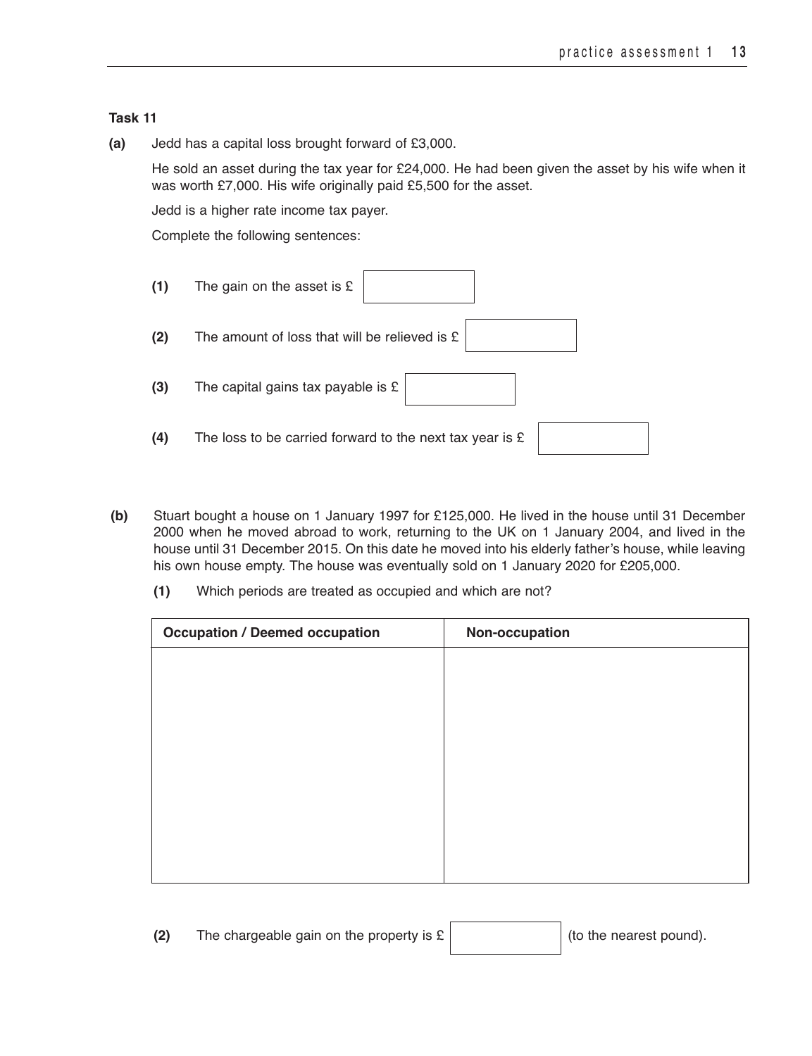### Task 11

**(a)** Jedd has a capital loss brought forward of £3,000.

He sold an asset during the tax year for £24,000. He had been given the asset by his wife when it was worth £7,000. His wife originally paid £5,500 for the asset.

Jedd is a higher rate income tax payer.

Complete the following sentences:

**(1)** The gain on the asset is £ ____________

**(2)** The amount of loss that will be relieved is £ ____________

**(3)** The capital gains tax payable is £ ____________

**(4)** The loss to be carried forward to the next tax year is £ ____________

**(b)** Stuart bought a house on 1 January 1997 for £125,000. He lived in the house until 31 December 2000 when he moved abroad to work, returning to the UK on 1 January 2004, and lived in the house until 31 December 2015. On this date he moved into his elderly father's house, while leaving his own house empty. The house was eventually sold on 1 January 2020 for £205,000.

**(1)** Which periods are treated as occupied and which are not?

| Occupation / Deemed occupation | Non-occupation |
|---|---|
| | |

**(2)** The chargeable gain on the property is £ ____________ (to the nearest pound).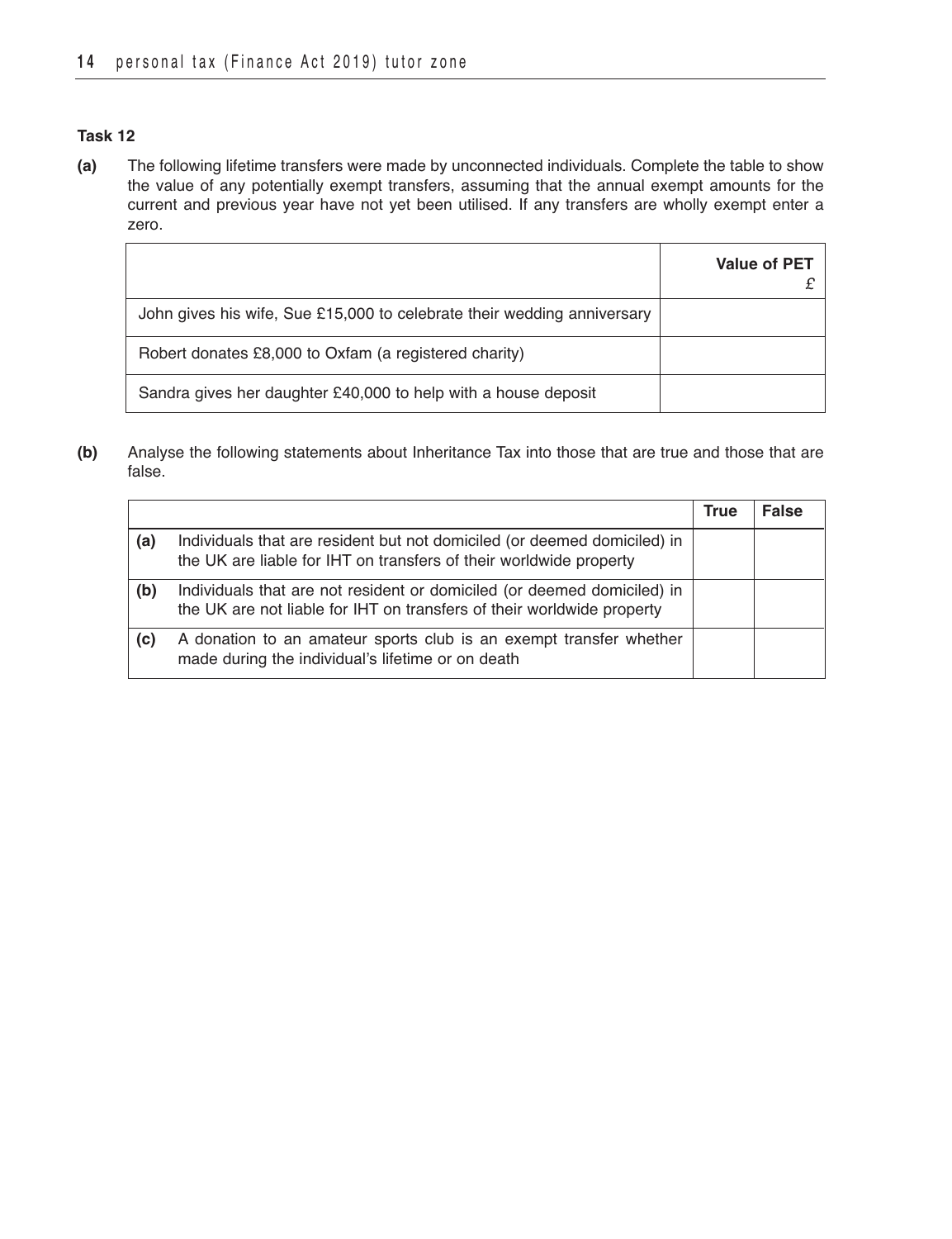### Task 12

**(a)** The following lifetime transfers were made by unconnected individuals. Complete the table to show the value of any potentially exempt transfers, assuming that the annual exempt amounts for the current and previous year have not yet been utilised. If any transfers are wholly exempt enter a zero.

| | **Value of PET** £ |
|---|---|
| John gives his wife, Sue £15,000 to celebrate their wedding anniversary | |
| Robert donates £8,000 to Oxfam (a registered charity) | |
| Sandra gives her daughter £40,000 to help with a house deposit | |

**(b)** Analyse the following statements about Inheritance Tax into those that are true and those that are false.

| | | **True** | **False** |
|---|---|---|---|
| **(a)** | Individuals that are resident but not domiciled (or deemed domiciled) in the UK are liable for IHT on transfers of their worldwide property | | |
| **(b)** | Individuals that are not resident or domiciled (or deemed domiciled) in the UK are not liable for IHT on transfers of their worldwide property | | |
| **(c)** | A donation to an amateur sports club is an exempt transfer whether made during the individual's lifetime or on death | | |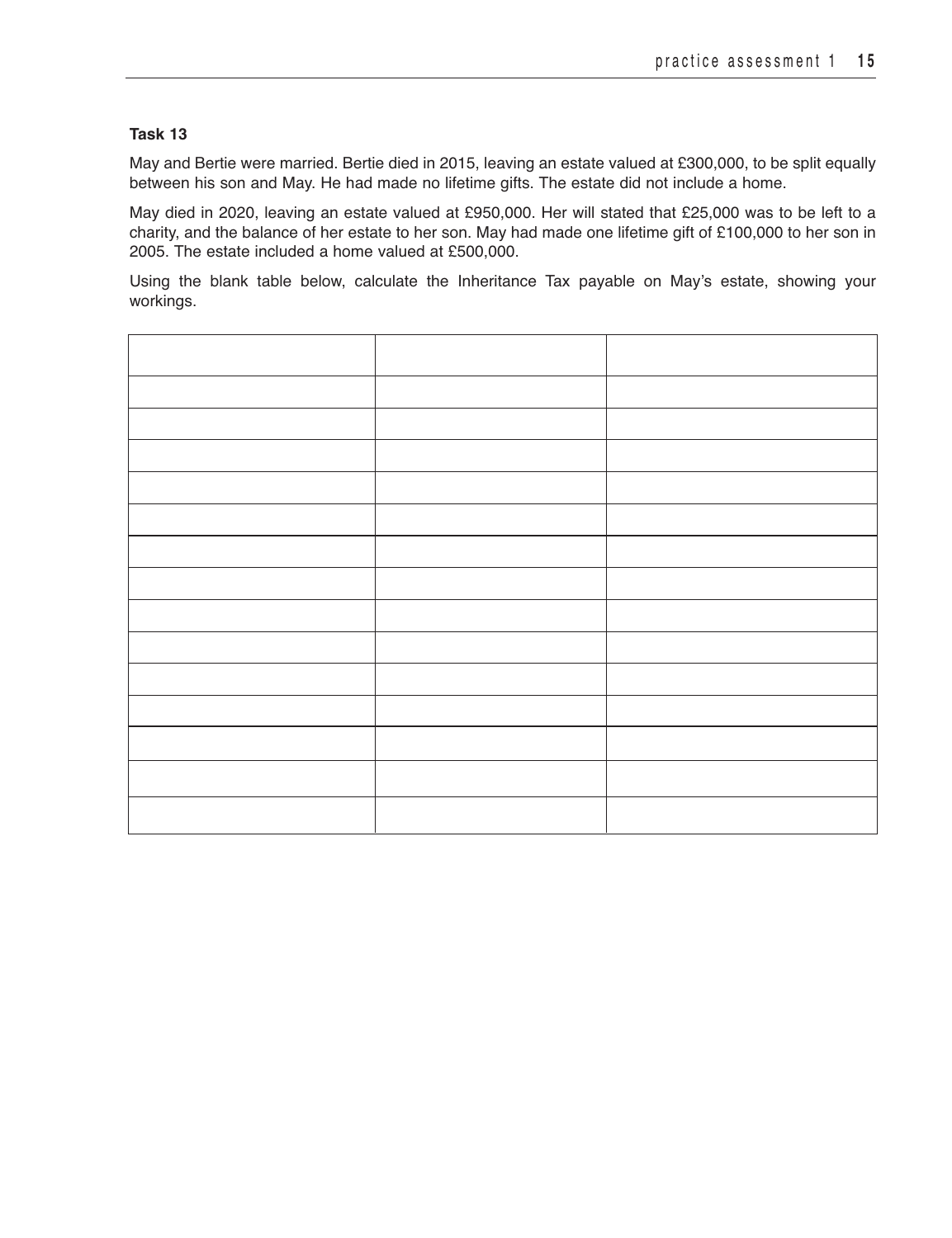**Task 13**

May and Bertie were married. Bertie died in 2015, leaving an estate valued at £300,000, to be split equally between his son and May. He had made no lifetime gifts. The estate did not include a home.

May died in 2020, leaving an estate valued at £950,000. Her will stated that £25,000 was to be left to a charity, and the balance of her estate to her son. May had made one lifetime gift of £100,000 to her son in 2005. The estate included a home valued at £500,000.

Using the blank table below, calculate the Inheritance Tax payable on May's estate, showing your workings.

| | | |
|---|---|---|
| | | |
| | | |
| | | |
| | | |
| | | |
| | | |
| | | |
| | | |
| | | |
| | | |
| | | |
| | | |
| | | |
| | | |